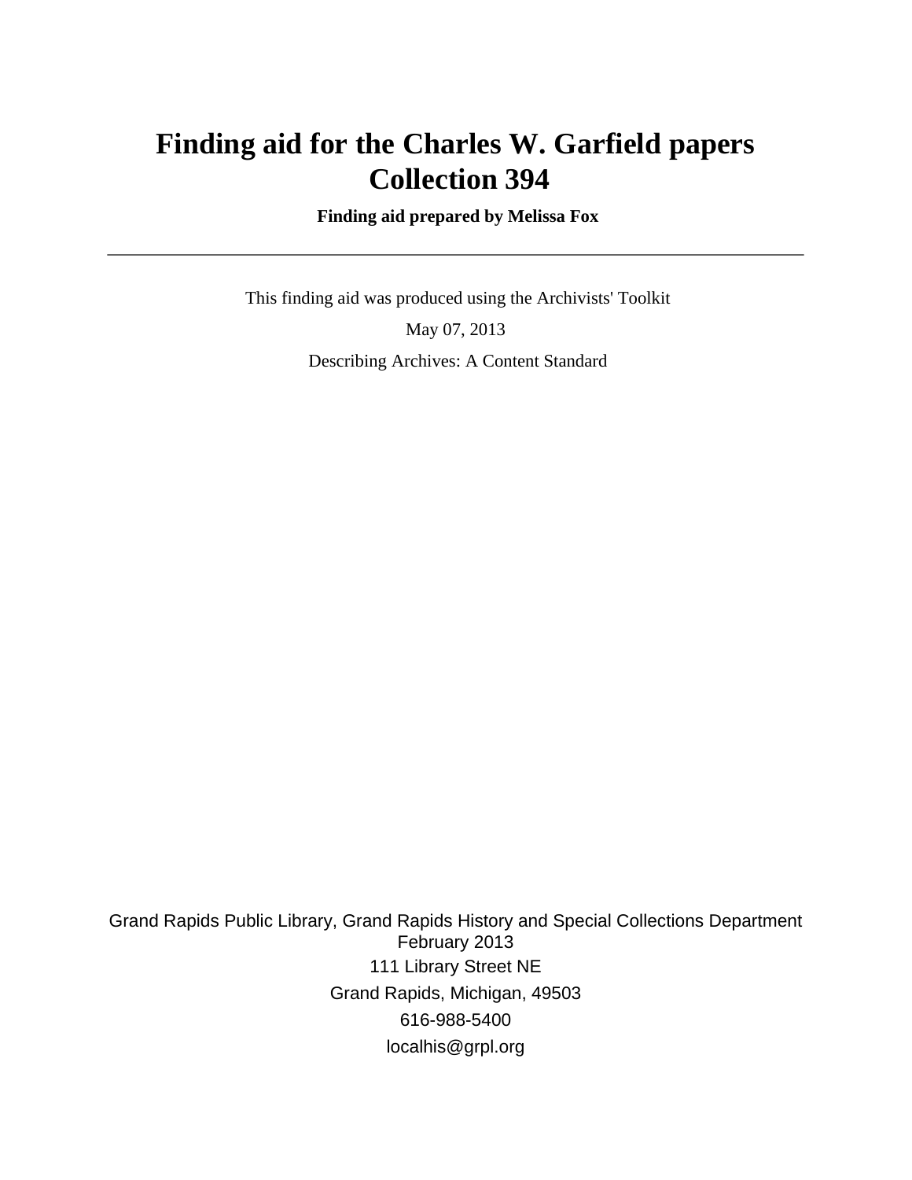# Finding aid for the Charles W. Garfield papers Collection 394

**Finding aid prepared by Melissa Fox**

---

This finding aid was produced using the Archivists' Toolkit

May 07, 2013

Describing Archives: A Content Standard

Grand Rapids Public Library, Grand Rapids History and Special Collections Department
February 2013

111 Library Street NE

Grand Rapids, Michigan, 49503

616-988-5400

localhis@grpl.org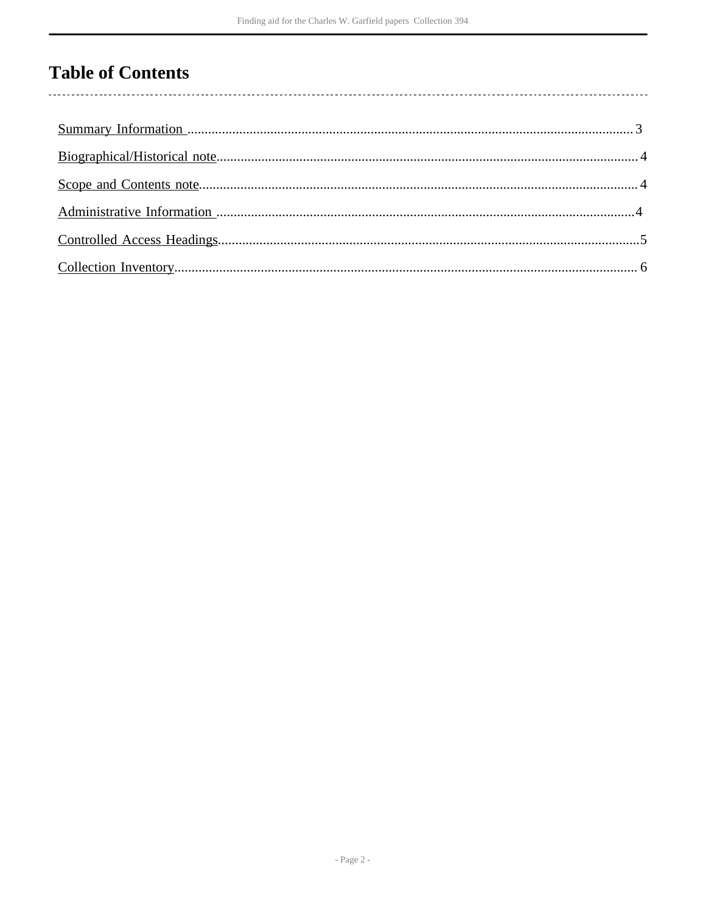# Table of Contents

Summary Information ................................................................................................................................ 3

Biographical/Historical note........................................................................................................................ 4

Scope and Contents note............................................................................................................................. 4

Administrative Information ....................................................................................................................... 4

Controlled Access Headings........................................................................................................................5

Collection Inventory.................................................................................................................................... 6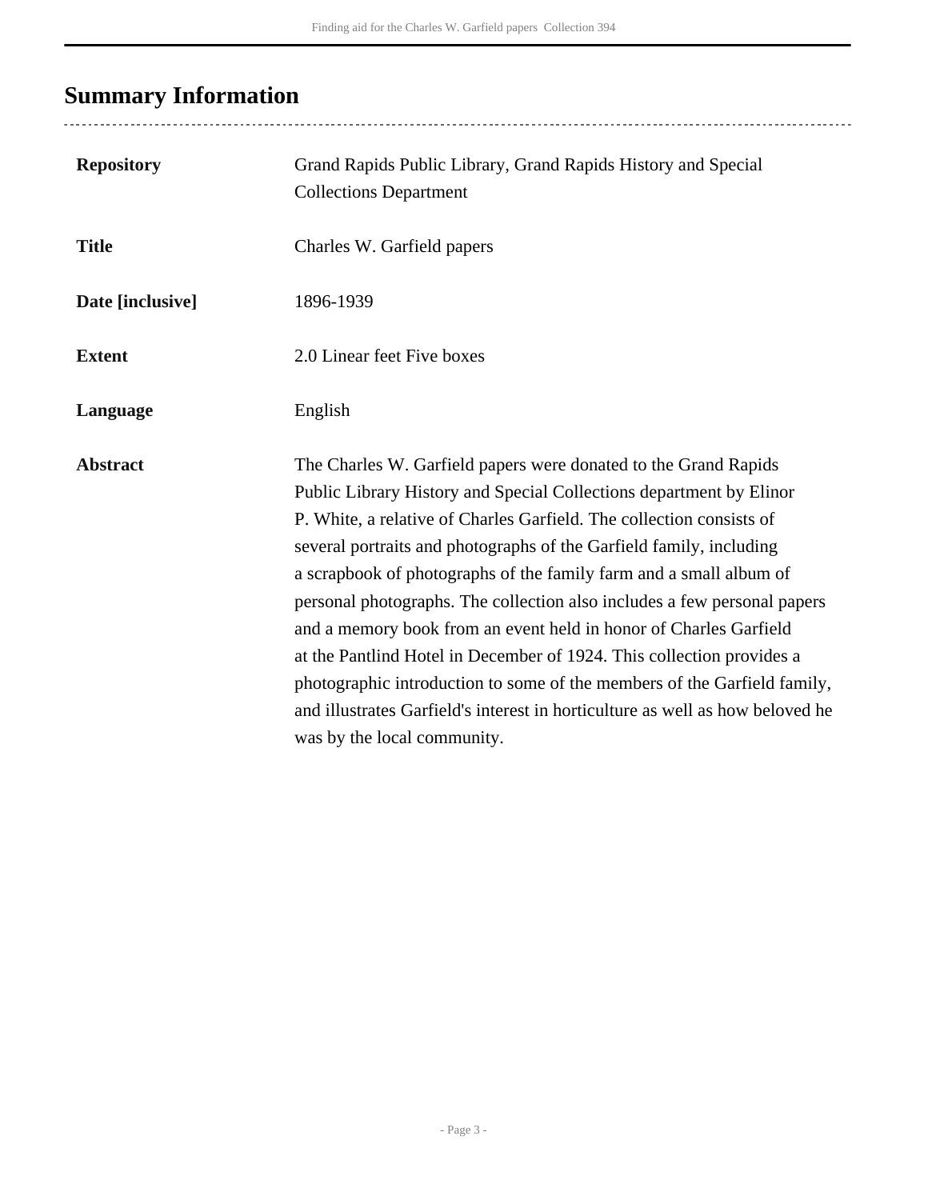## Summary Information

| | |
|---|---|
| **Repository** | Grand Rapids Public Library, Grand Rapids History and Special Collections Department |
| **Title** | Charles W. Garfield papers |
| **Date [inclusive]** | 1896-1939 |
| **Extent** | 2.0 Linear feet Five boxes |
| **Language** | English |
| **Abstract** | The Charles W. Garfield papers were donated to the Grand Rapids Public Library History and Special Collections department by Elinor P. White, a relative of Charles Garfield. The collection consists of several portraits and photographs of the Garfield family, including a scrapbook of photographs of the family farm and a small album of personal photographs. The collection also includes a few personal papers and a memory book from an event held in honor of Charles Garfield at the Pantlind Hotel in December of 1924. This collection provides a photographic introduction to some of the members of the Garfield family, and illustrates Garfield's interest in horticulture as well as how beloved he was by the local community. |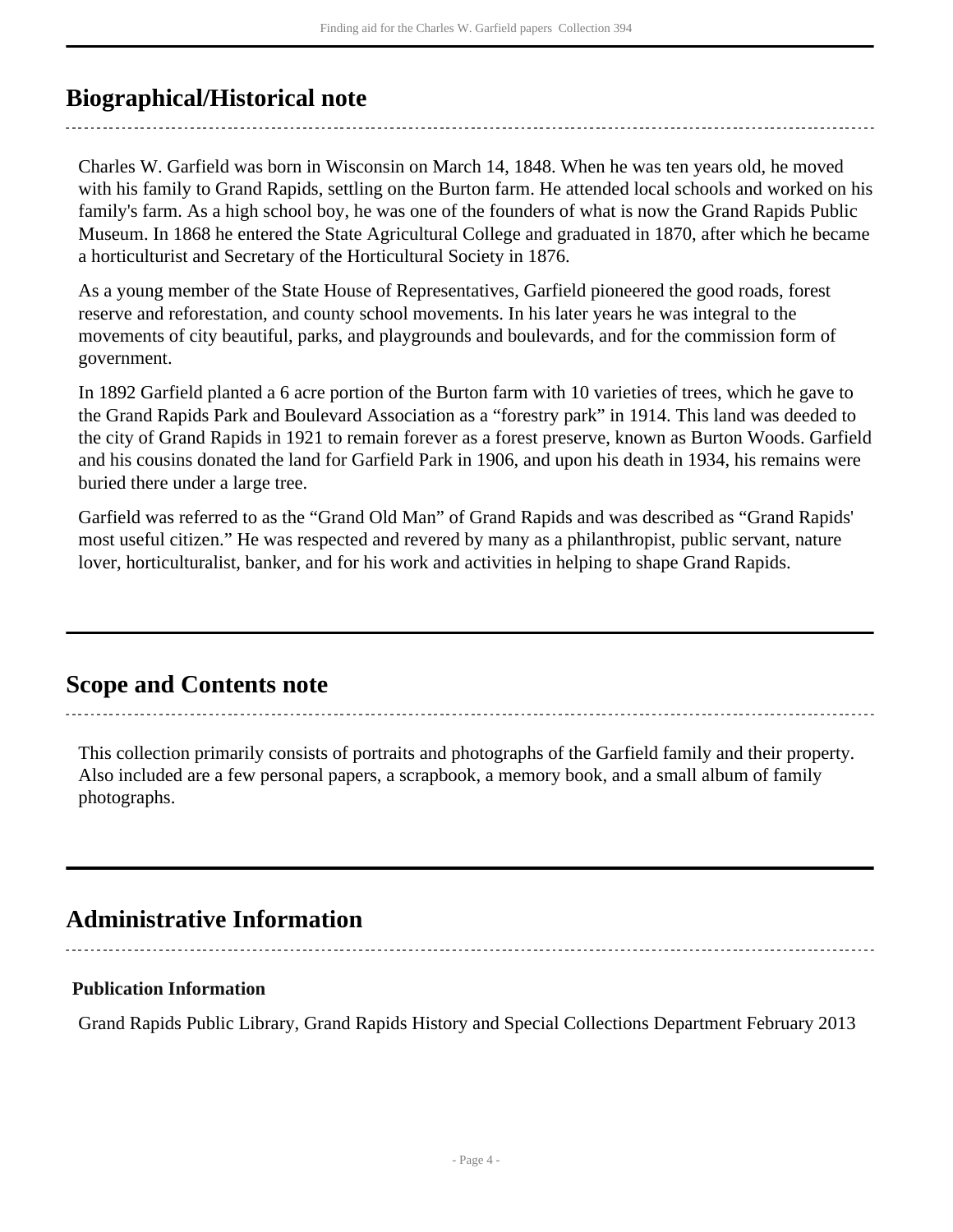## Biographical/Historical note

Charles W. Garfield was born in Wisconsin on March 14, 1848. When he was ten years old, he moved with his family to Grand Rapids, settling on the Burton farm. He attended local schools and worked on his family's farm. As a high school boy, he was one of the founders of what is now the Grand Rapids Public Museum. In 1868 he entered the State Agricultural College and graduated in 1870, after which he became a horticulturist and Secretary of the Horticultural Society in 1876.

As a young member of the State House of Representatives, Garfield pioneered the good roads, forest reserve and reforestation, and county school movements. In his later years he was integral to the movements of city beautiful, parks, and playgrounds and boulevards, and for the commission form of government.

In 1892 Garfield planted a 6 acre portion of the Burton farm with 10 varieties of trees, which he gave to the Grand Rapids Park and Boulevard Association as a "forestry park" in 1914. This land was deeded to the city of Grand Rapids in 1921 to remain forever as a forest preserve, known as Burton Woods. Garfield and his cousins donated the land for Garfield Park in 1906, and upon his death in 1934, his remains were buried there under a large tree.

Garfield was referred to as the "Grand Old Man" of Grand Rapids and was described as "Grand Rapids' most useful citizen." He was respected and revered by many as a philanthropist, public servant, nature lover, horticulturalist, banker, and for his work and activities in helping to shape Grand Rapids.

## Scope and Contents note

This collection primarily consists of portraits and photographs of the Garfield family and their property. Also included are a few personal papers, a scrapbook, a memory book, and a small album of family photographs.

## Administrative Information

### Publication Information

Grand Rapids Public Library, Grand Rapids History and Special Collections Department February 2013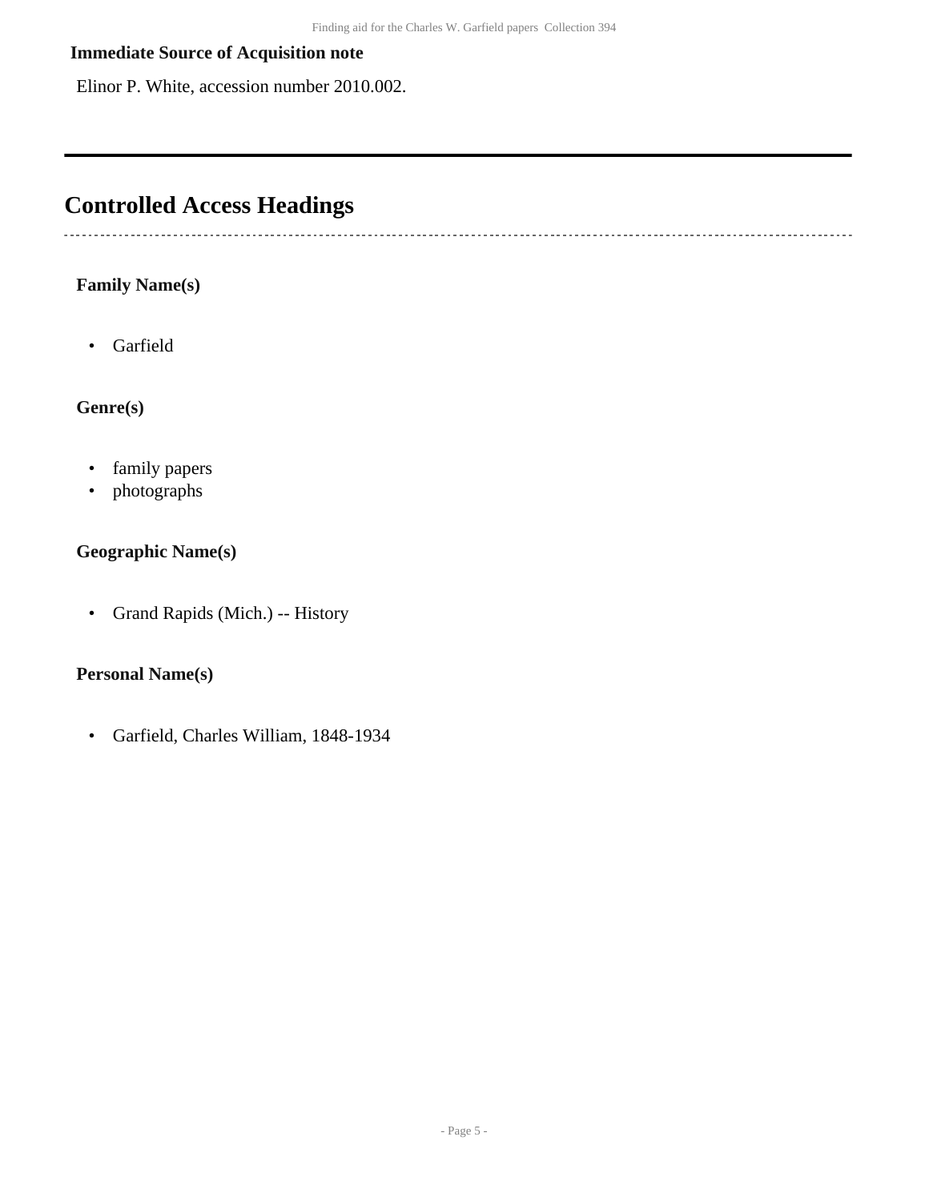**Immediate Source of Acquisition note**

Elinor P. White, accession number 2010.002.

## Controlled Access Headings

**Family Name(s)**

- Garfield

**Genre(s)**

- family papers
- photographs

**Geographic Name(s)**

- Grand Rapids (Mich.) -- History

**Personal Name(s)**

- Garfield, Charles William, 1848-1934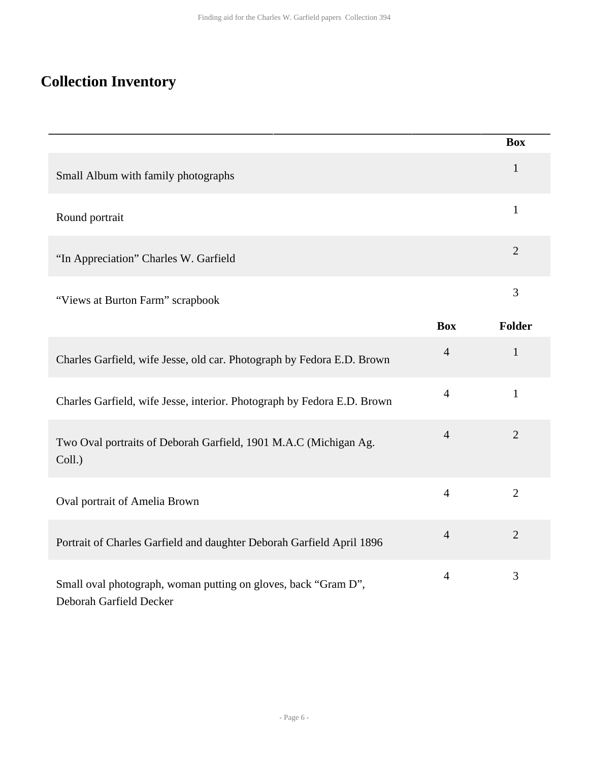# Collection Inventory

| | Box |
|---|---|
| Small Album with family photographs | 1 |
| Round portrait | 1 |
| “In Appreciation” Charles W. Garfield | 2 |
| “Views at Burton Farm” scrapbook | 3 |

| | Box | Folder |
|---|---|---|
| Charles Garfield, wife Jesse, old car. Photograph by Fedora E.D. Brown | 4 | 1 |
| Charles Garfield, wife Jesse, interior. Photograph by Fedora E.D. Brown | 4 | 1 |
| Two Oval portraits of Deborah Garfield, 1901 M.A.C (Michigan Ag. Coll.) | 4 | 2 |
| Oval portrait of Amelia Brown | 4 | 2 |
| Portrait of Charles Garfield and daughter Deborah Garfield April 1896 | 4 | 2 |
| Small oval photograph, woman putting on gloves, back “Gram D”, Deborah Garfield Decker | 4 | 3 |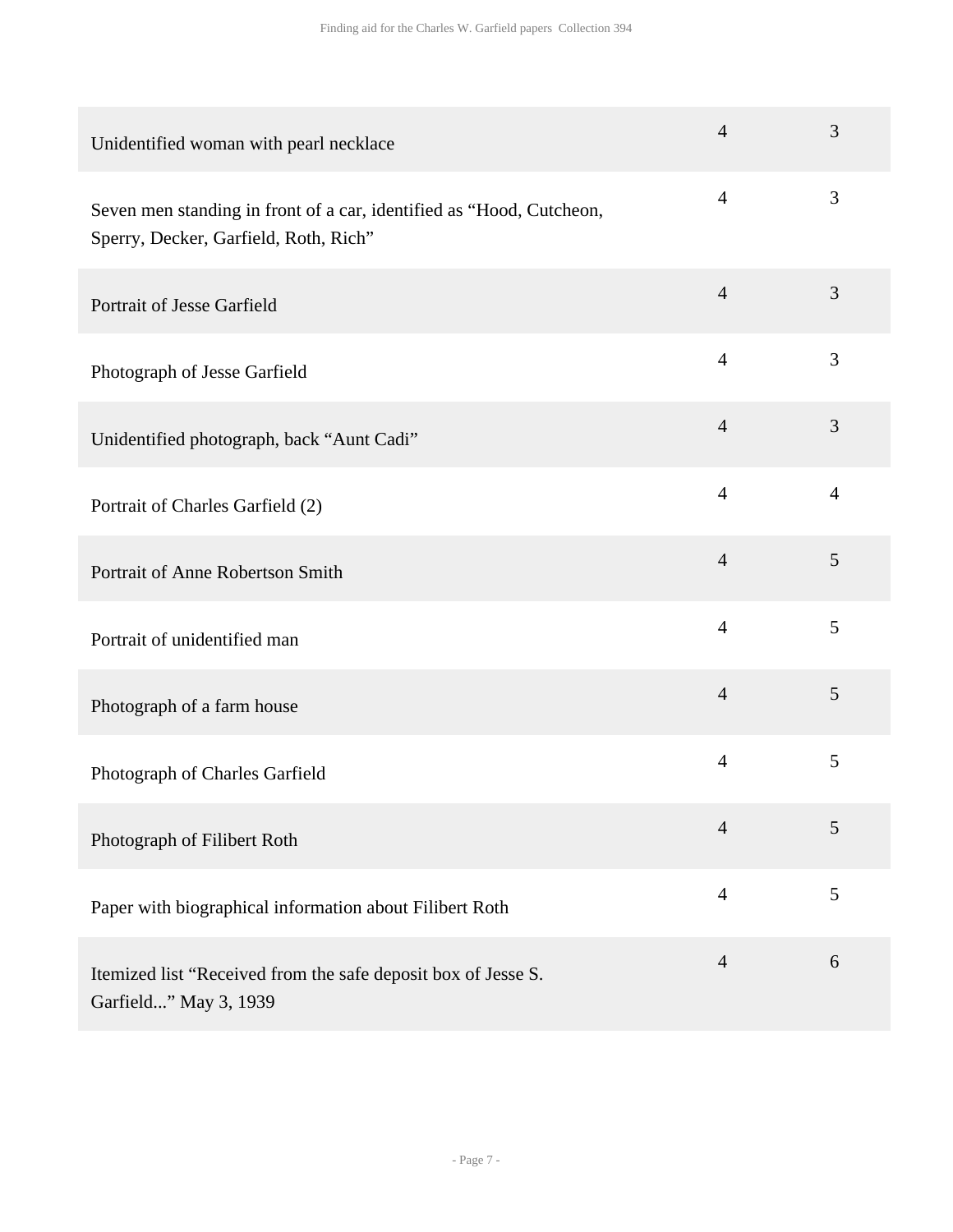| | | |
|---|---|---|
| Unidentified woman with pearl necklace | 4 | 3 |
| Seven men standing in front of a car, identified as “Hood, Cutcheon, Sperry, Decker, Garfield, Roth, Rich” | 4 | 3 |
| Portrait of Jesse Garfield | 4 | 3 |
| Photograph of Jesse Garfield | 4 | 3 |
| Unidentified photograph, back “Aunt Cadi” | 4 | 3 |
| Portrait of Charles Garfield (2) | 4 | 4 |
| Portrait of Anne Robertson Smith | 4 | 5 |
| Portrait of unidentified man | 4 | 5 |
| Photograph of a farm house | 4 | 5 |
| Photograph of Charles Garfield | 4 | 5 |
| Photograph of Filibert Roth | 4 | 5 |
| Paper with biographical information about Filibert Roth | 4 | 5 |
| Itemized list “Received from the safe deposit box of Jesse S. Garfield...” May 3, 1939 | 4 | 6 |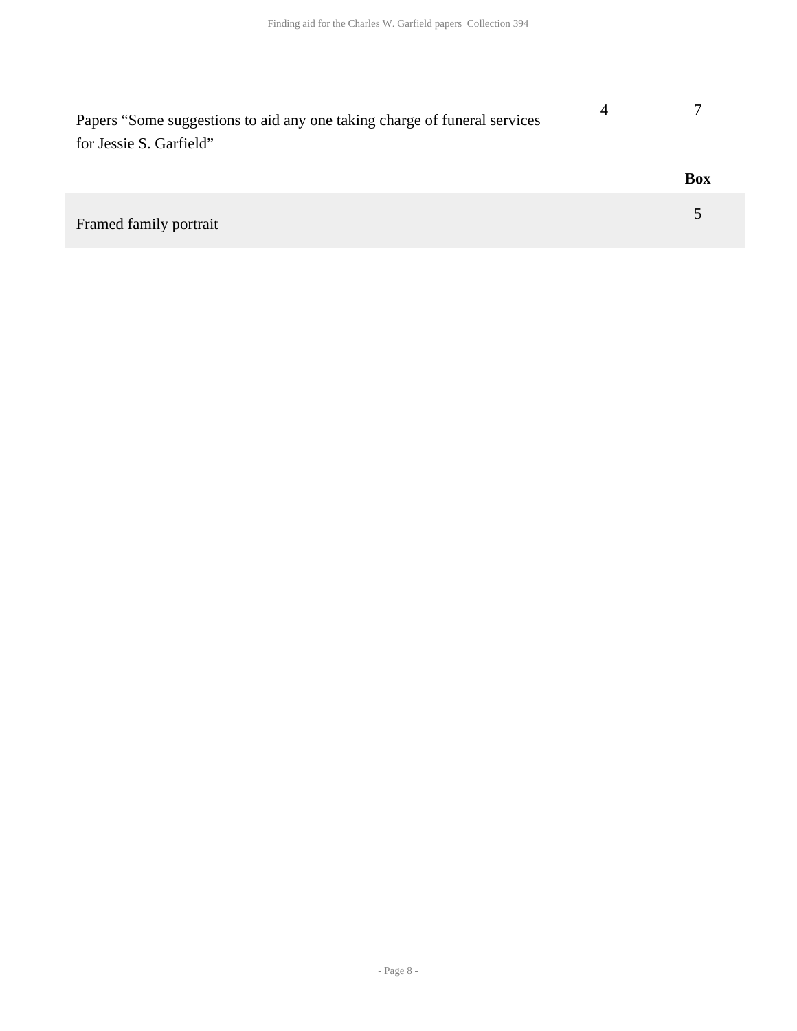| | | |
|---|---|---|
| Papers “Some suggestions to aid any one taking charge of funeral services for Jessie S. Garfield” | 4 | 7 |

| | Box |
|---|---|
| Framed family portrait | 5 |